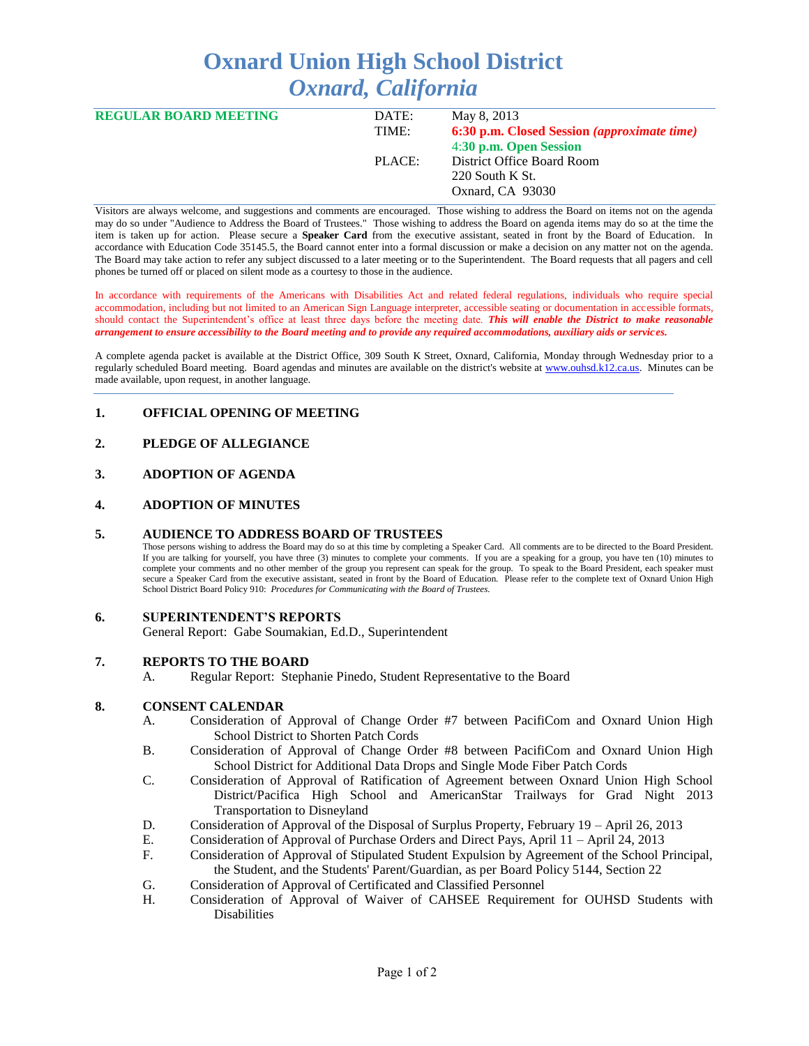# Oxnard Union High School District
## *Oxnard, California*

| **REGULAR BOARD MEETING** | DATE: | May 8, 2013 |
|---|---|---|
| | TIME: | **6:30 p.m. Closed Session *(approximate time)*** |
| | | 4:**30 p.m. Open Session** |
| | PLACE: | District Office Board Room |
| | | 220 South K St. |
| | | Oxnard, CA 93030 |

Visitors are always welcome, and suggestions and comments are encouraged. Those wishing to address the Board on items not on the agenda may do so under "Audience to Address the Board of Trustees." Those wishing to address the Board on agenda items may do so at the time the item is taken up for action. Please secure a **Speaker Card** from the executive assistant, seated in front by the Board of Education. In accordance with Education Code 35145.5, the Board cannot enter into a formal discussion or make a decision on any matter not on the agenda. The Board may take action to refer any subject discussed to a later meeting or to the Superintendent. The Board requests that all pagers and cell phones be turned off or placed on silent mode as a courtesy to those in the audience.

In accordance with requirements of the Americans with Disabilities Act and related federal regulations, individuals who require special accommodation, including but not limited to an American Sign Language interpreter, accessible seating or documentation in accessible formats, should contact the Superintendent's office at least three days before the meeting date. ***This will enable the District to make reasonable arrangement to ensure accessibility to the Board meeting and to provide any required accommodations, auxiliary aids or services.***

A complete agenda packet is available at the District Office, 309 South K Street, Oxnard, California, Monday through Wednesday prior to a regularly scheduled Board meeting. Board agendas and minutes are available on the district's website at www.ouhsd.k12.ca.us. Minutes can be made available, upon request, in another language.

### 1. OFFICIAL OPENING OF MEETING

### 2. PLEDGE OF ALLEGIANCE

### 3. ADOPTION OF AGENDA

### 4. ADOPTION OF MINUTES

### 5. AUDIENCE TO ADDRESS BOARD OF TRUSTEES

Those persons wishing to address the Board may do so at this time by completing a Speaker Card. All comments are to be directed to the Board President. If you are talking for yourself, you have three (3) minutes to complete your comments. If you are a speaking for a group, you have ten (10) minutes to complete your comments and no other member of the group you represent can speak for the group. To speak to the Board President, each speaker must secure a Speaker Card from the executive assistant, seated in front by the Board of Education. Please refer to the complete text of Oxnard Union High School District Board Policy 910: *Procedures for Communicating with the Board of Trustees.*

### 6. SUPERINTENDENT'S REPORTS

General Report: Gabe Soumakian, Ed.D., Superintendent

### 7. REPORTS TO THE BOARD

A. Regular Report: Stephanie Pinedo, Student Representative to the Board

### 8. CONSENT CALENDAR

A. Consideration of Approval of Change Order #7 between PacifiCom and Oxnard Union High School District to Shorten Patch Cords

B. Consideration of Approval of Change Order #8 between PacifiCom and Oxnard Union High School District for Additional Data Drops and Single Mode Fiber Patch Cords

C. Consideration of Approval of Ratification of Agreement between Oxnard Union High School District/Pacifica High School and AmericanStar Trailways for Grad Night 2013 Transportation to Disneyland

D. Consideration of Approval of the Disposal of Surplus Property, February 19 – April 26, 2013

E. Consideration of Approval of Purchase Orders and Direct Pays, April 11 – April 24, 2013

F. Consideration of Approval of Stipulated Student Expulsion by Agreement of the School Principal, the Student, and the Students' Parent/Guardian, as per Board Policy 5144, Section 22

G. Consideration of Approval of Certificated and Classified Personnel

H. Consideration of Approval of Waiver of CAHSEE Requirement for OUHSD Students with Disabilities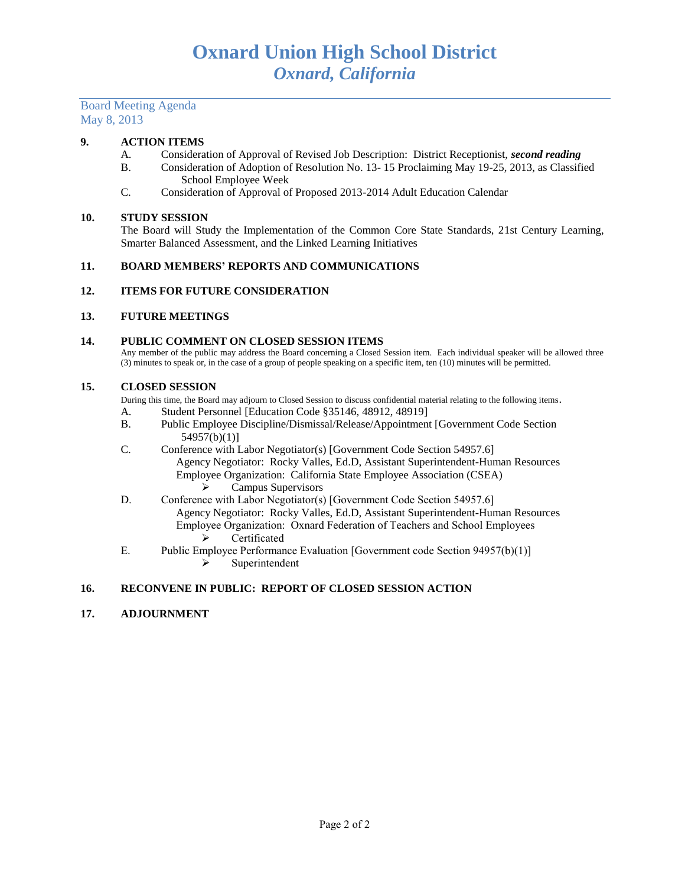# Oxnard Union High School District
## *Oxnard, California*

Board Meeting Agenda
May 8, 2013

**9. ACTION ITEMS**

A. Consideration of Approval of Revised Job Description: District Receptionist, ***second reading***

B. Consideration of Adoption of Resolution No. 13- 15 Proclaiming May 19-25, 2013, as Classified School Employee Week

C. Consideration of Approval of Proposed 2013-2014 Adult Education Calendar

**10. STUDY SESSION**

The Board will Study the Implementation of the Common Core State Standards, 21st Century Learning, Smarter Balanced Assessment, and the Linked Learning Initiatives

**11. BOARD MEMBERS' REPORTS AND COMMUNICATIONS**

**12. ITEMS FOR FUTURE CONSIDERATION**

**13. FUTURE MEETINGS**

**14. PUBLIC COMMENT ON CLOSED SESSION ITEMS**

Any member of the public may address the Board concerning a Closed Session item. Each individual speaker will be allowed three (3) minutes to speak or, in the case of a group of people speaking on a specific item, ten (10) minutes will be permitted.

**15. CLOSED SESSION**

During this time, the Board may adjourn to Closed Session to discuss confidential material relating to the following items.

A. Student Personnel [Education Code §35146, 48912, 48919]

B. Public Employee Discipline/Dismissal/Release/Appointment [Government Code Section 54957(b)(1)]

C. Conference with Labor Negotiator(s) [Government Code Section 54957.6]
   Agency Negotiator: Rocky Valles, Ed.D, Assistant Superintendent-Human Resources
   Employee Organization: California State Employee Association (CSEA)
   - Campus Supervisors

D. Conference with Labor Negotiator(s) [Government Code Section 54957.6]
   Agency Negotiator: Rocky Valles, Ed.D, Assistant Superintendent-Human Resources
   Employee Organization: Oxnard Federation of Teachers and School Employees
   - Certificated

E. Public Employee Performance Evaluation [Government code Section 94957(b)(1)]
   - Superintendent

**16. RECONVENE IN PUBLIC: REPORT OF CLOSED SESSION ACTION**

**17. ADJOURNMENT**